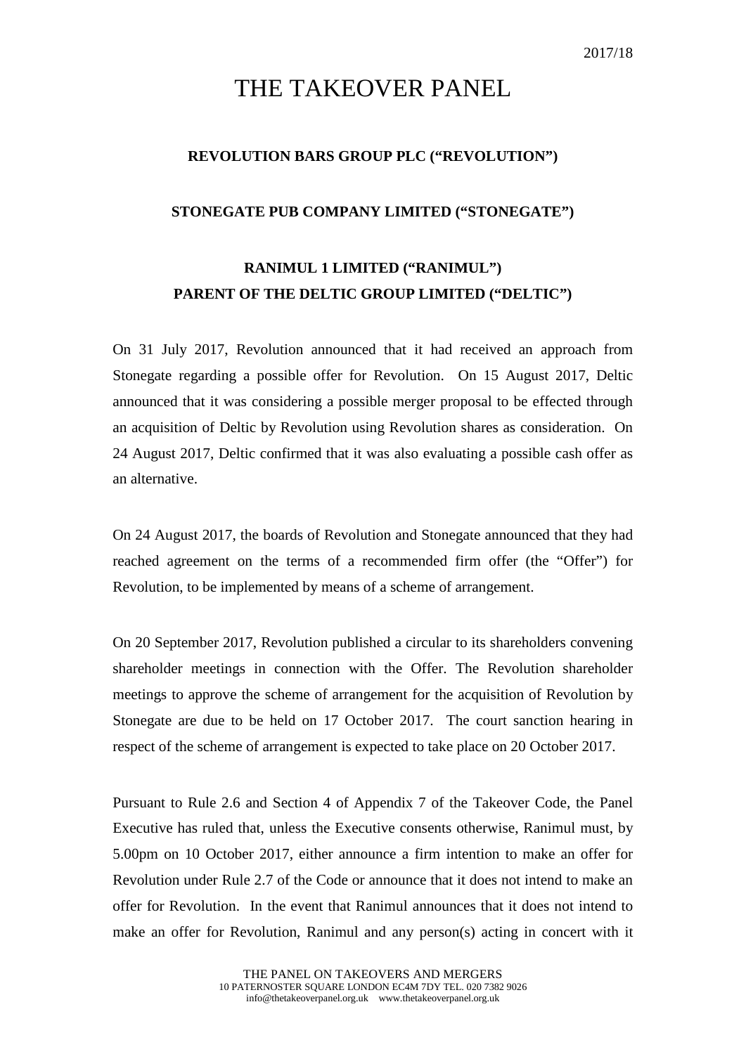2017/18

# THE TAKEOVER PANEL

**REVOLUTION BARS GROUP PLC ("REVOLUTION")**

**STONEGATE PUB COMPANY LIMITED ("STONEGATE")**

**RANIMUL 1 LIMITED ("RANIMUL")**
**PARENT OF THE DELTIC GROUP LIMITED ("DELTIC")**

On 31 July 2017, Revolution announced that it had received an approach from Stonegate regarding a possible offer for Revolution. On 15 August 2017, Deltic announced that it was considering a possible merger proposal to be effected through an acquisition of Deltic by Revolution using Revolution shares as consideration. On 24 August 2017, Deltic confirmed that it was also evaluating a possible cash offer as an alternative.

On 24 August 2017, the boards of Revolution and Stonegate announced that they had reached agreement on the terms of a recommended firm offer (the "Offer") for Revolution, to be implemented by means of a scheme of arrangement.

On 20 September 2017, Revolution published a circular to its shareholders convening shareholder meetings in connection with the Offer. The Revolution shareholder meetings to approve the scheme of arrangement for the acquisition of Revolution by Stonegate are due to be held on 17 October 2017. The court sanction hearing in respect of the scheme of arrangement is expected to take place on 20 October 2017.

Pursuant to Rule 2.6 and Section 4 of Appendix 7 of the Takeover Code, the Panel Executive has ruled that, unless the Executive consents otherwise, Ranimul must, by 5.00pm on 10 October 2017, either announce a firm intention to make an offer for Revolution under Rule 2.7 of the Code or announce that it does not intend to make an offer for Revolution. In the event that Ranimul announces that it does not intend to make an offer for Revolution, Ranimul and any person(s) acting in concert with it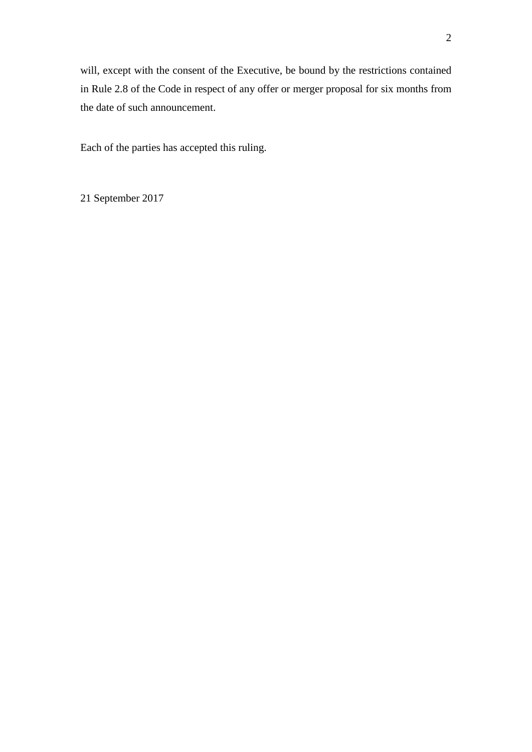will, except with the consent of the Executive, be bound by the restrictions contained in Rule 2.8 of the Code in respect of any offer or merger proposal for six months from the date of such announcement.

Each of the parties has accepted this ruling.

21 September 2017